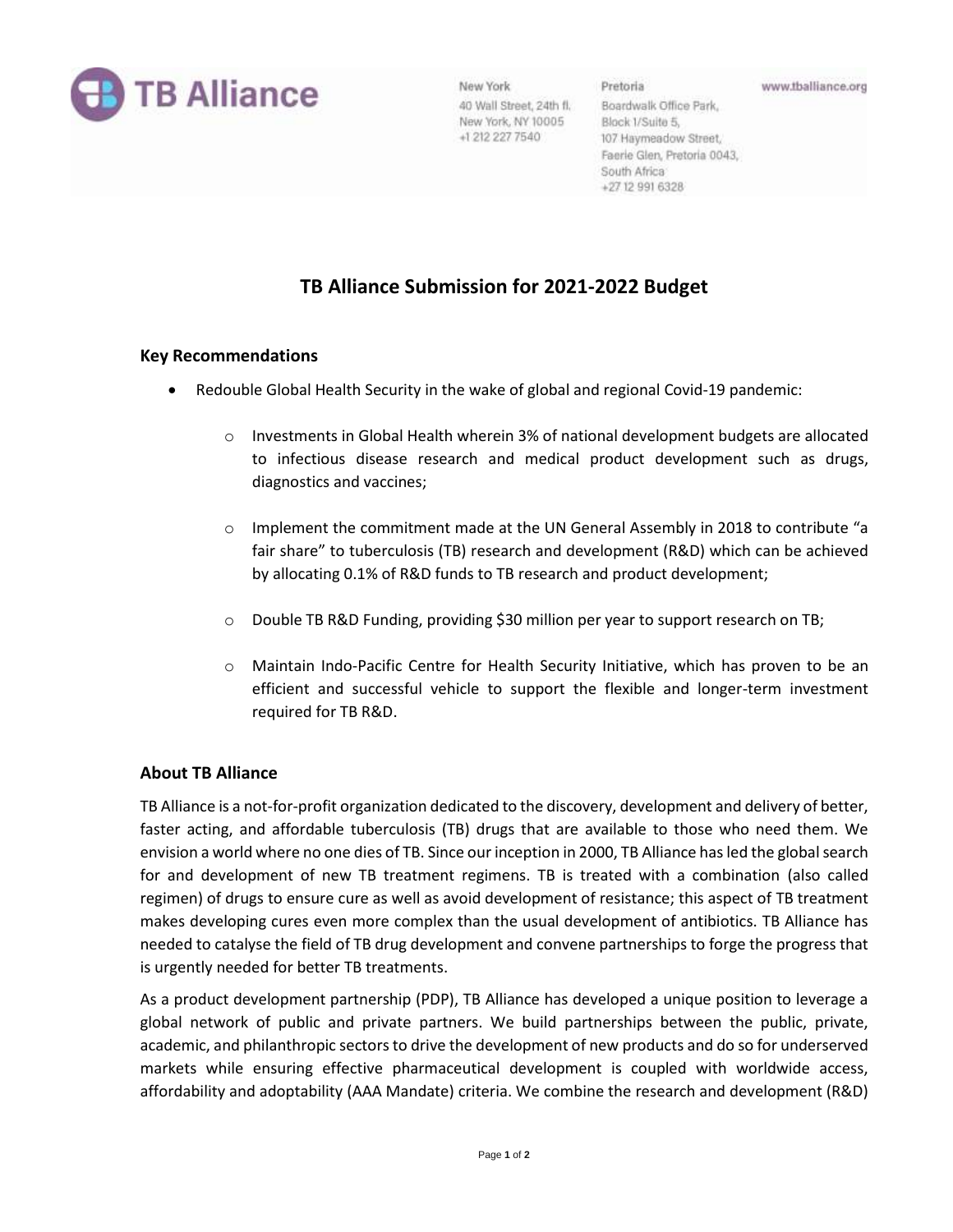TB Alliance

New York
40 Wall Street, 24th fl.
New York, NY 10005
+1 212 227 7540

Pretoria
Boardwalk Office Park,
Block 1/Suite 5,
107 Haymeadow Street,
Faerie Glen, Pretoria 0043,
South Africa
+27 12 991 6328

www.tballiance.org

# TB Alliance Submission for 2021-2022 Budget

## Key Recommendations

- Redouble Global Health Security in the wake of global and regional Covid-19 pandemic:
  - Investments in Global Health wherein 3% of national development budgets are allocated to infectious disease research and medical product development such as drugs, diagnostics and vaccines;
  - Implement the commitment made at the UN General Assembly in 2018 to contribute "a fair share" to tuberculosis (TB) research and development (R&D) which can be achieved by allocating 0.1% of R&D funds to TB research and product development;
  - Double TB R&D Funding, providing $30 million per year to support research on TB;
  - Maintain Indo-Pacific Centre for Health Security Initiative, which has proven to be an efficient and successful vehicle to support the flexible and longer-term investment required for TB R&D.

## About TB Alliance

TB Alliance is a not-for-profit organization dedicated to the discovery, development and delivery of better, faster acting, and affordable tuberculosis (TB) drugs that are available to those who need them. We envision a world where no one dies of TB. Since our inception in 2000, TB Alliance has led the global search for and development of new TB treatment regimens. TB is treated with a combination (also called regimen) of drugs to ensure cure as well as avoid development of resistance; this aspect of TB treatment makes developing cures even more complex than the usual development of antibiotics. TB Alliance has needed to catalyse the field of TB drug development and convene partnerships to forge the progress that is urgently needed for better TB treatments.

As a product development partnership (PDP), TB Alliance has developed a unique position to leverage a global network of public and private partners. We build partnerships between the public, private, academic, and philanthropic sectors to drive the development of new products and do so for underserved markets while ensuring effective pharmaceutical development is coupled with worldwide access, affordability and adoptability (AAA Mandate) criteria. We combine the research and development (R&D)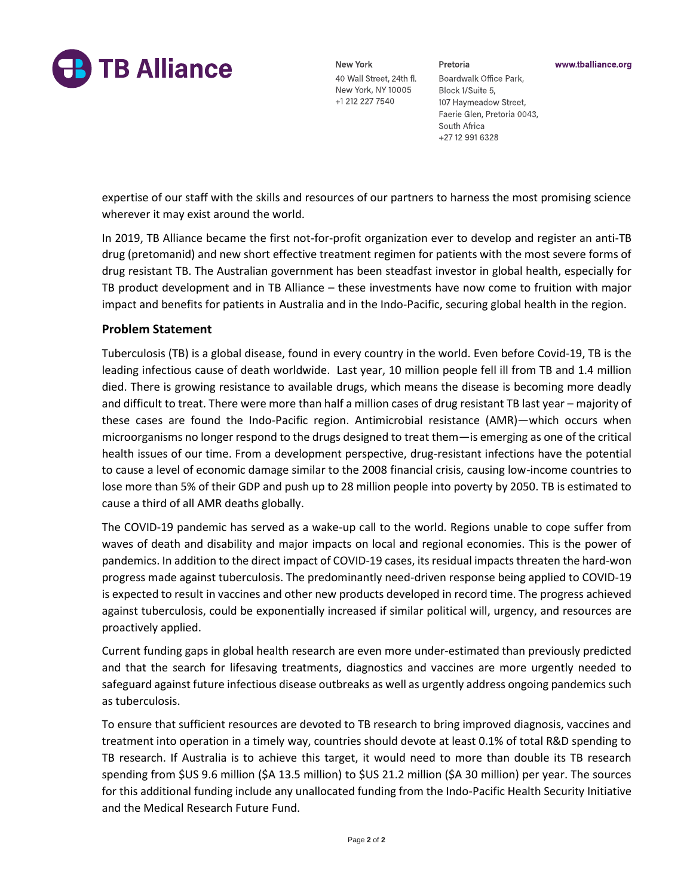expertise of our staff with the skills and resources of our partners to harness the most promising science wherever it may exist around the world.

In 2019, TB Alliance became the first not-for-profit organization ever to develop and register an anti-TB drug (pretomanid) and new short effective treatment regimen for patients with the most severe forms of drug resistant TB. The Australian government has been steadfast investor in global health, especially for TB product development and in TB Alliance – these investments have now come to fruition with major impact and benefits for patients in Australia and in the Indo-Pacific, securing global health in the region.

### Problem Statement

Tuberculosis (TB) is a global disease, found in every country in the world. Even before Covid-19, TB is the leading infectious cause of death worldwide. Last year, 10 million people fell ill from TB and 1.4 million died. There is growing resistance to available drugs, which means the disease is becoming more deadly and difficult to treat. There were more than half a million cases of drug resistant TB last year – majority of these cases are found the Indo-Pacific region. Antimicrobial resistance (AMR)—which occurs when microorganisms no longer respond to the drugs designed to treat them—is emerging as one of the critical health issues of our time. From a development perspective, drug-resistant infections have the potential to cause a level of economic damage similar to the 2008 financial crisis, causing low-income countries to lose more than 5% of their GDP and push up to 28 million people into poverty by 2050. TB is estimated to cause a third of all AMR deaths globally.

The COVID-19 pandemic has served as a wake-up call to the world. Regions unable to cope suffer from waves of death and disability and major impacts on local and regional economies. This is the power of pandemics. In addition to the direct impact of COVID-19 cases, its residual impacts threaten the hard-won progress made against tuberculosis. The predominantly need-driven response being applied to COVID-19 is expected to result in vaccines and other new products developed in record time. The progress achieved against tuberculosis, could be exponentially increased if similar political will, urgency, and resources are proactively applied.

Current funding gaps in global health research are even more under-estimated than previously predicted and that the search for lifesaving treatments, diagnostics and vaccines are more urgently needed to safeguard against future infectious disease outbreaks as well as urgently address ongoing pandemics such as tuberculosis.

To ensure that sufficient resources are devoted to TB research to bring improved diagnosis, vaccines and treatment into operation in a timely way, countries should devote at least 0.1% of total R&D spending to TB research. If Australia is to achieve this target, it would need to more than double its TB research spending from $US 9.6 million ($A 13.5 million) to $US 21.2 million ($A 30 million) per year. The sources for this additional funding include any unallocated funding from the Indo-Pacific Health Security Initiative and the Medical Research Future Fund.